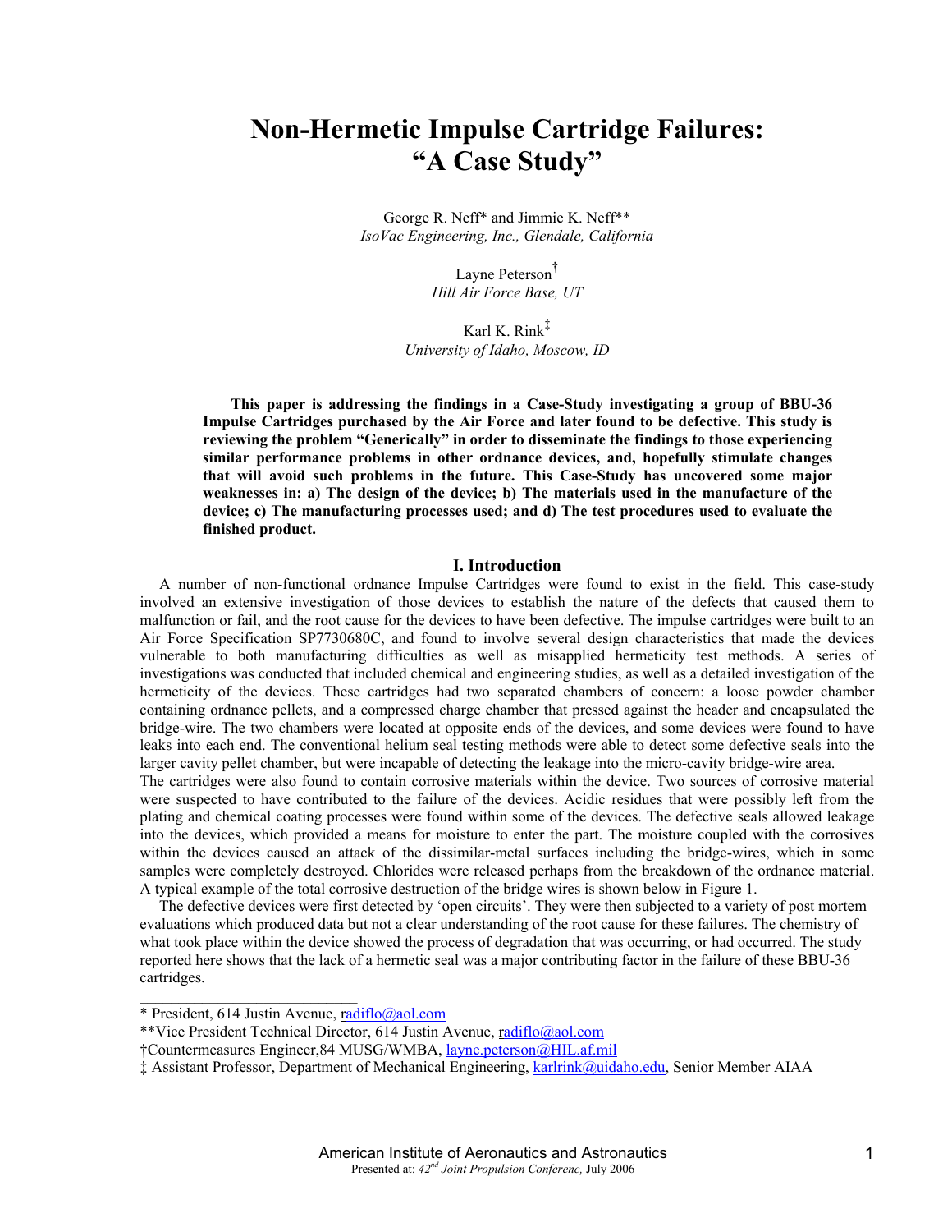# Non-Hermetic Impulse Cartridge Failures: "A Case Study"

George R. Neff* and Jimmie K. Neff**
*IsoVac Engineering, Inc., Glendale, California*

Layne Peterson[†]
*Hill Air Force Base, UT*

Karl K. Rink[‡]
*University of Idaho, Moscow, ID*

**This paper is addressing the findings in a Case-Study investigating a group of BBU-36 Impulse Cartridges purchased by the Air Force and later found to be defective. This study is reviewing the problem "Generically" in order to disseminate the findings to those experiencing similar performance problems in other ordnance devices, and, hopefully stimulate changes that will avoid such problems in the future. This Case-Study has uncovered some major weaknesses in: a) The design of the device; b) The materials used in the manufacture of the device; c) The manufacturing processes used; and d) The test procedures used to evaluate the finished product.**

## I. Introduction

A number of non-functional ordnance Impulse Cartridges were found to exist in the field. This case-study involved an extensive investigation of those devices to establish the nature of the defects that caused them to malfunction or fail, and the root cause for the devices to have been defective. The impulse cartridges were built to an Air Force Specification SP7730680C, and found to involve several design characteristics that made the devices vulnerable to both manufacturing difficulties as well as misapplied hermeticity test methods. A series of investigations was conducted that included chemical and engineering studies, as well as a detailed investigation of the hermeticity of the devices. These cartridges had two separated chambers of concern: a loose powder chamber containing ordnance pellets, and a compressed charge chamber that pressed against the header and encapsulated the bridge-wire. The two chambers were located at opposite ends of the devices, and some devices were found to have leaks into each end. The conventional helium seal testing methods were able to detect some defective seals into the larger cavity pellet chamber, but were incapable of detecting the leakage into the micro-cavity bridge-wire area.

The cartridges were also found to contain corrosive materials within the device. Two sources of corrosive material were suspected to have contributed to the failure of the devices. Acidic residues that were possibly left from the plating and chemical coating processes were found within some of the devices. The defective seals allowed leakage into the devices, which provided a means for moisture to enter the part. The moisture coupled with the corrosives within the devices caused an attack of the dissimilar-metal surfaces including the bridge-wires, which in some samples were completely destroyed. Chlorides were released perhaps from the breakdown of the ordnance material. A typical example of the total corrosive destruction of the bridge wires is shown below in Figure 1.

The defective devices were first detected by 'open circuits'. They were then subjected to a variety of post mortem evaluations which produced data but not a clear understanding of the root cause for these failures. The chemistry of what took place within the device showed the process of degradation that was occurring, or had occurred. The study reported here shows that the lack of a hermetic seal was a major contributing factor in the failure of these BBU-36 cartridges.

---

\* President, 614 Justin Avenue, radiflo@aol.com

\*\*Vice President Technical Director, 614 Justin Avenue, radiflo@aol.com

†Countermeasures Engineer,84 MUSG/WMBA, layne.peterson@HIL.af.mil

‡ Assistant Professor, Department of Mechanical Engineering, karlrink@uidaho.edu, Senior Member AIAA

American Institute of Aeronautics and Astronautics
Presented at: *42nd Joint Propulsion Conference,* July 2006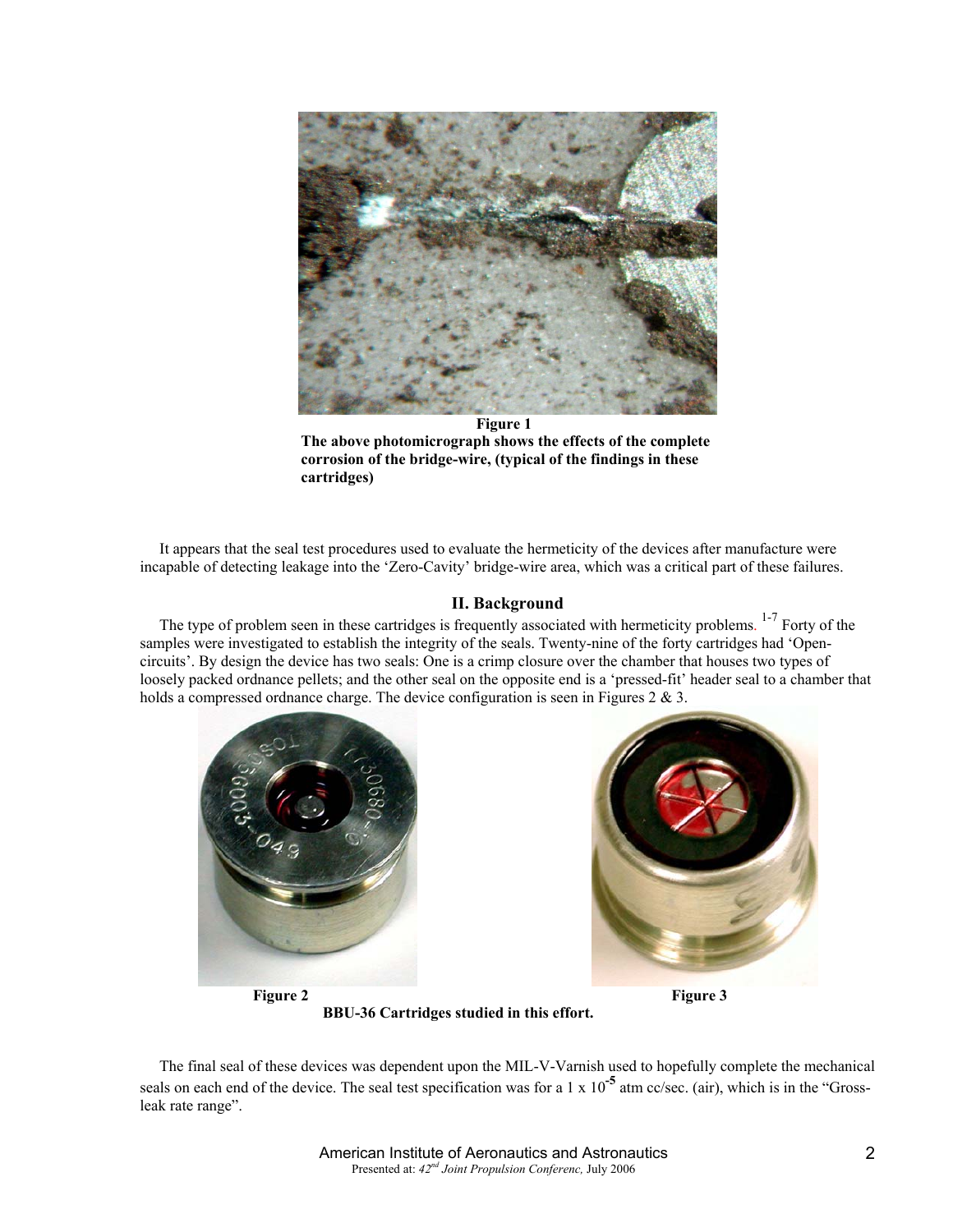**Figure 1**
**The above photomicrograph shows the effects of the complete corrosion of the bridge-wire, (typical of the findings in these cartridges)**

It appears that the seal test procedures used to evaluate the hermeticity of the devices after manufacture were incapable of detecting leakage into the 'Zero-Cavity' bridge-wire area, which was a critical part of these failures.

## II. Background

The type of problem seen in these cartridges is frequently associated with hermeticity problems.[1-7] Forty of the samples were investigated to establish the integrity of the seals. Twenty-nine of the forty cartridges had 'Open-circuits'. By design the device has two seals: One is a crimp closure over the chamber that houses two types of loosely packed ordnance pellets; and the other seal on the opposite end is a 'pressed-fit' header seal to a chamber that holds a compressed ordnance charge. The device configuration is seen in Figures 2 & 3.

**Figure 2** **Figure 3**
**BBU-36 Cartridges studied in this effort.**

The final seal of these devices was dependent upon the MIL-V-Varnish used to hopefully complete the mechanical seals on each end of the device. The seal test specification was for a $1 \times 10^{-5}$ atm cc/sec. (air), which is in the "Gross-leak rate range".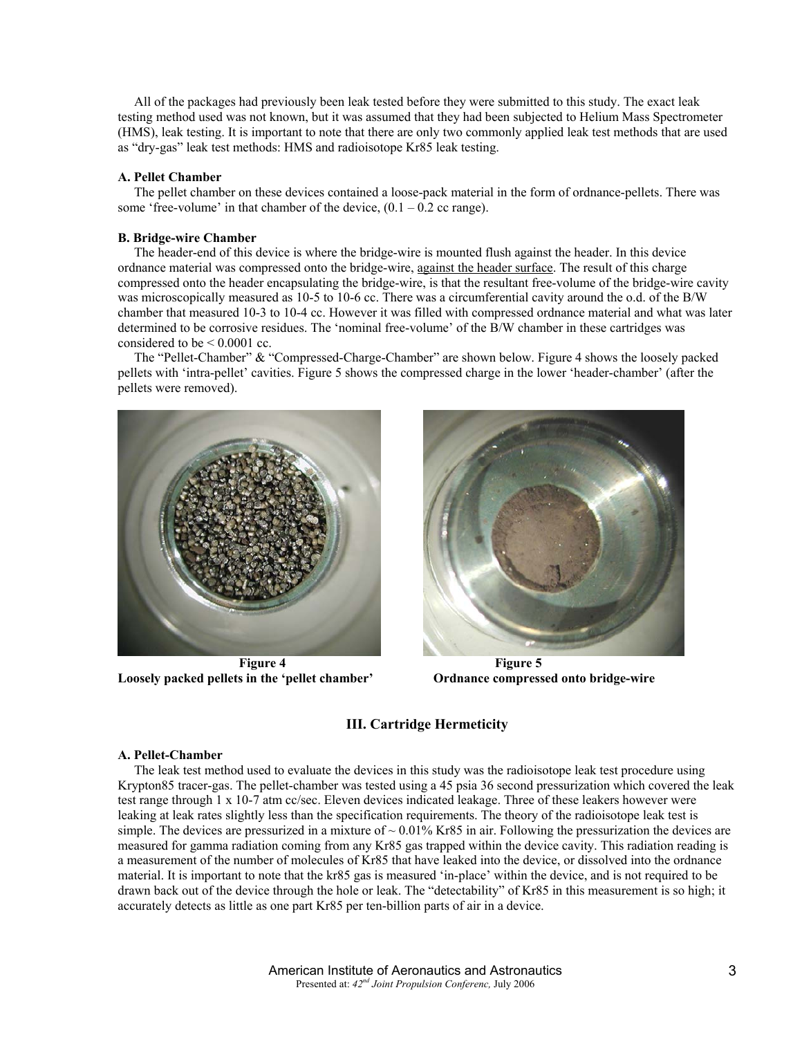All of the packages had previously been leak tested before they were submitted to this study. The exact leak testing method used was not known, but it was assumed that they had been subjected to Helium Mass Spectrometer (HMS), leak testing. It is important to note that there are only two commonly applied leak test methods that are used as "dry-gas" leak test methods: HMS and radioisotope Kr85 leak testing.

#### A. Pellet Chamber

The pellet chamber on these devices contained a loose-pack material in the form of ordnance-pellets. There was some 'free-volume' in that chamber of the device, (0.1 – 0.2 cc range).

#### B. Bridge-wire Chamber

The header-end of this device is where the bridge-wire is mounted flush against the header. In this device ordnance material was compressed onto the bridge-wire, against the header surface. The result of this charge compressed onto the header encapsulating the bridge-wire, is that the resultant free-volume of the bridge-wire cavity was microscopically measured as 10-5 to 10-6 cc. There was a circumferential cavity around the o.d. of the B/W chamber that measured 10-3 to 10-4 cc. However it was filled with compressed ordnance material and what was later determined to be corrosive residues. The 'nominal free-volume' of the B/W chamber in these cartridges was considered to be < 0.0001 cc.

The "Pellet-Chamber" & "Compressed-Charge-Chamber" are shown below. Figure 4 shows the loosely packed pellets with 'intra-pellet' cavities. Figure 5 shows the compressed charge in the lower 'header-chamber' (after the pellets were removed).

**Figure 4**
**Loosely packed pellets in the 'pellet chamber'**

**Figure 5**
**Ordnance compressed onto bridge-wire**

## III. Cartridge Hermeticity

#### A. Pellet-Chamber

The leak test method used to evaluate the devices in this study was the radioisotope leak test procedure using Krypton85 tracer-gas. The pellet-chamber was tested using a 45 psia 36 second pressurization which covered the leak test range through 1 x 10-7 atm cc/sec. Eleven devices indicated leakage. Three of these leakers however were leaking at leak rates slightly less than the specification requirements. The theory of the radioisotope leak test is simple. The devices are pressurized in a mixture of ~ 0.01% Kr85 in air. Following the pressurization the devices are measured for gamma radiation coming from any Kr85 gas trapped within the device cavity. This radiation reading is a measurement of the number of molecules of Kr85 that have leaked into the device, or dissolved into the ordnance material. It is important to note that the kr85 gas is measured 'in-place' within the device, and is not required to be drawn back out of the device through the hole or leak. The "detectability" of Kr85 in this measurement is so high; it accurately detects as little as one part Kr85 per ten-billion parts of air in a device.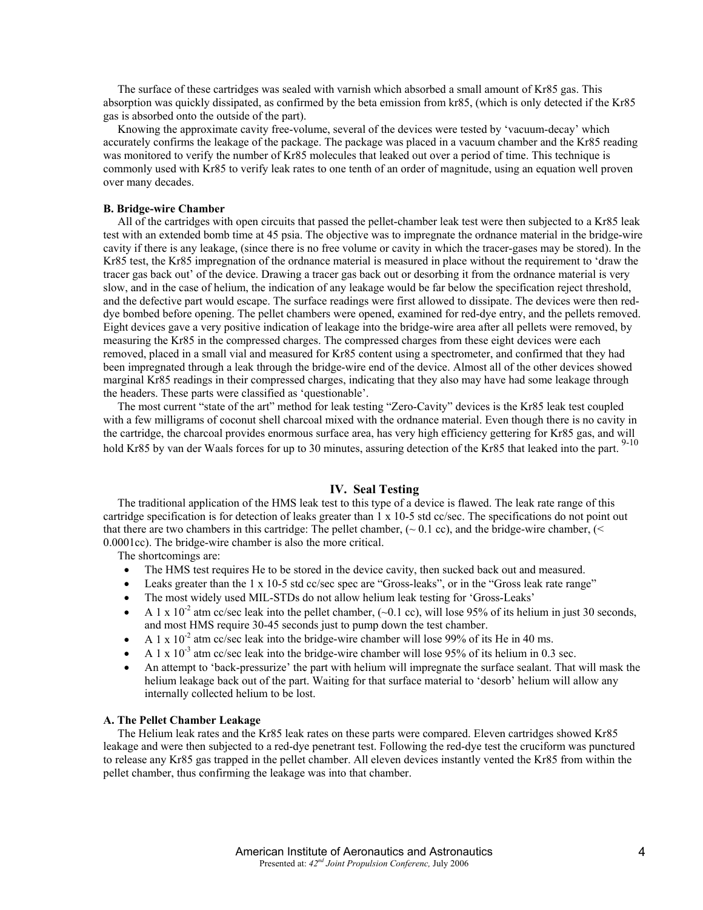The surface of these cartridges was sealed with varnish which absorbed a small amount of Kr85 gas. This absorption was quickly dissipated, as confirmed by the beta emission from kr85, (which is only detected if the Kr85 gas is absorbed onto the outside of the part).

Knowing the approximate cavity free-volume, several of the devices were tested by 'vacuum-decay' which accurately confirms the leakage of the package. The package was placed in a vacuum chamber and the Kr85 reading was monitored to verify the number of Kr85 molecules that leaked out over a period of time. This technique is commonly used with Kr85 to verify leak rates to one tenth of an order of magnitude, using an equation well proven over many decades.

### B. Bridge-wire Chamber

All of the cartridges with open circuits that passed the pellet-chamber leak test were then subjected to a Kr85 leak test with an extended bomb time at 45 psia. The objective was to impregnate the ordnance material in the bridge-wire cavity if there is any leakage, (since there is no free volume or cavity in which the tracer-gases may be stored). In the Kr85 test, the Kr85 impregnation of the ordnance material is measured in place without the requirement to 'draw the tracer gas back out' of the device. Drawing a tracer gas back out or desorbing it from the ordnance material is very slow, and in the case of helium, the indication of any leakage would be far below the specification reject threshold, and the defective part would escape. The surface readings were first allowed to dissipate. The devices were then red-dye bombed before opening. The pellet chambers were opened, examined for red-dye entry, and the pellets removed. Eight devices gave a very positive indication of leakage into the bridge-wire area after all pellets were removed, by measuring the Kr85 in the compressed charges. The compressed charges from these eight devices were each removed, placed in a small vial and measured for Kr85 content using a spectrometer, and confirmed that they had been impregnated through a leak through the bridge-wire end of the device. Almost all of the other devices showed marginal Kr85 readings in their compressed charges, indicating that they also may have had some leakage through the headers. These parts were classified as 'questionable'.

The most current "state of the art" method for leak testing "Zero-Cavity" devices is the Kr85 leak test coupled with a few milligrams of coconut shell charcoal mixed with the ordnance material. Even though there is no cavity in the cartridge, the charcoal provides enormous surface area, has very high efficiency gettering for Kr85 gas, and will hold Kr85 by van der Waals forces for up to 30 minutes, assuring detection of the Kr85 that leaked into the part. [9-10]

## IV. Seal Testing

The traditional application of the HMS leak test to this type of a device is flawed. The leak rate range of this cartridge specification is for detection of leaks greater than 1 x 10-5 std cc/sec. The specifications do not point out that there are two chambers in this cartridge: The pellet chamber, (~ 0.1 cc), and the bridge-wire chamber, (< 0.0001cc). The bridge-wire chamber is also the more critical.

The shortcomings are:

- The HMS test requires He to be stored in the device cavity, then sucked back out and measured.
- Leaks greater than the 1 x 10-5 std cc/sec spec are "Gross-leaks", or in the "Gross leak rate range"
- The most widely used MIL-STDs do not allow helium leak testing for 'Gross-Leaks'
- A $1 \times 10^{-2}$ atm cc/sec leak into the pellet chamber, (~0.1 cc), will lose 95% of its helium in just 30 seconds, and most HMS require 30-45 seconds just to pump down the test chamber.
- A $1 \times 10^{-2}$ atm cc/sec leak into the bridge-wire chamber will lose 99% of its He in 40 ms.
- A $1 \times 10^{-3}$ atm cc/sec leak into the bridge-wire chamber will lose 95% of its helium in 0.3 sec.
- An attempt to 'back-pressurize' the part with helium will impregnate the surface sealant. That will mask the helium leakage back out of the part. Waiting for that surface material to 'desorb' helium will allow any internally collected helium to be lost.

### A. The Pellet Chamber Leakage

The Helium leak rates and the Kr85 leak rates on these parts were compared. Eleven cartridges showed Kr85 leakage and were then subjected to a red-dye penetrant test. Following the red-dye test the cruciform was punctured to release any Kr85 gas trapped in the pellet chamber. All eleven devices instantly vented the Kr85 from within the pellet chamber, thus confirming the leakage was into that chamber.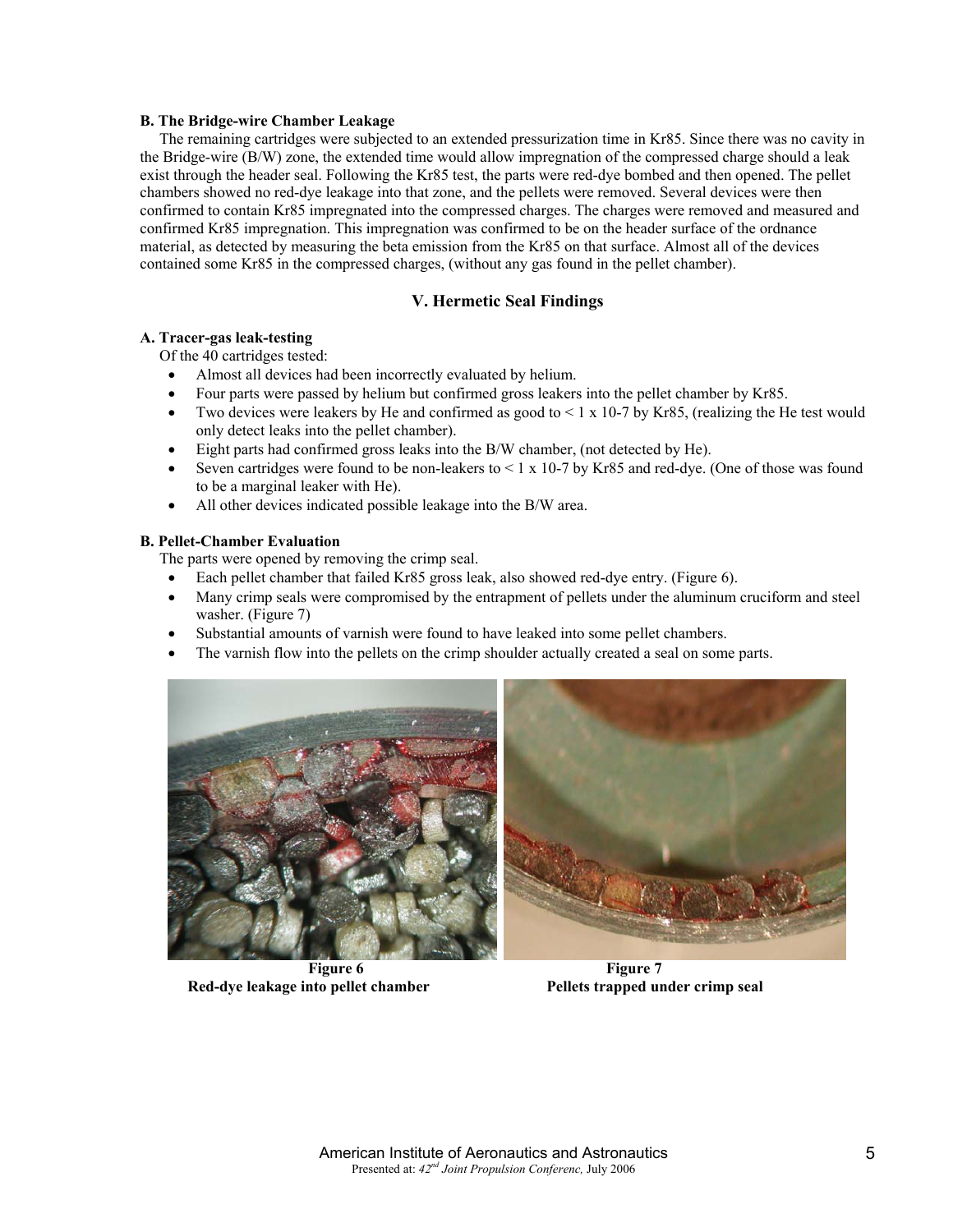### B. The Bridge-wire Chamber Leakage

The remaining cartridges were subjected to an extended pressurization time in Kr85. Since there was no cavity in the Bridge-wire (B/W) zone, the extended time would allow impregnation of the compressed charge should a leak exist through the header seal. Following the Kr85 test, the parts were red-dye bombed and then opened. The pellet chambers showed no red-dye leakage into that zone, and the pellets were removed. Several devices were then confirmed to contain Kr85 impregnated into the compressed charges. The charges were removed and measured and confirmed Kr85 impregnation. This impregnation was confirmed to be on the header surface of the ordnance material, as detected by measuring the beta emission from the Kr85 on that surface. Almost all of the devices contained some Kr85 in the compressed charges, (without any gas found in the pellet chamber).

## V. Hermetic Seal Findings

### A. Tracer-gas leak-testing

Of the 40 cartridges tested:

- Almost all devices had been incorrectly evaluated by helium.
- Four parts were passed by helium but confirmed gross leakers into the pellet chamber by Kr85.
- Two devices were leakers by He and confirmed as good to < 1 x 10-7 by Kr85, (realizing the He test would only detect leaks into the pellet chamber).
- Eight parts had confirmed gross leaks into the B/W chamber, (not detected by He).
- Seven cartridges were found to be non-leakers to < 1 x 10-7 by Kr85 and red-dye. (One of those was found to be a marginal leaker with He).
- All other devices indicated possible leakage into the B/W area.

### B. Pellet-Chamber Evaluation

The parts were opened by removing the crimp seal.

- Each pellet chamber that failed Kr85 gross leak, also showed red-dye entry. (Figure 6).
- Many crimp seals were compromised by the entrapment of pellets under the aluminum cruciform and steel washer. (Figure 7)
- Substantial amounts of varnish were found to have leaked into some pellet chambers.
- The varnish flow into the pellets on the crimp shoulder actually created a seal on some parts.

**Figure 6**
**Red-dye leakage into pellet chamber**

**Figure 7**
**Pellets trapped under crimp seal**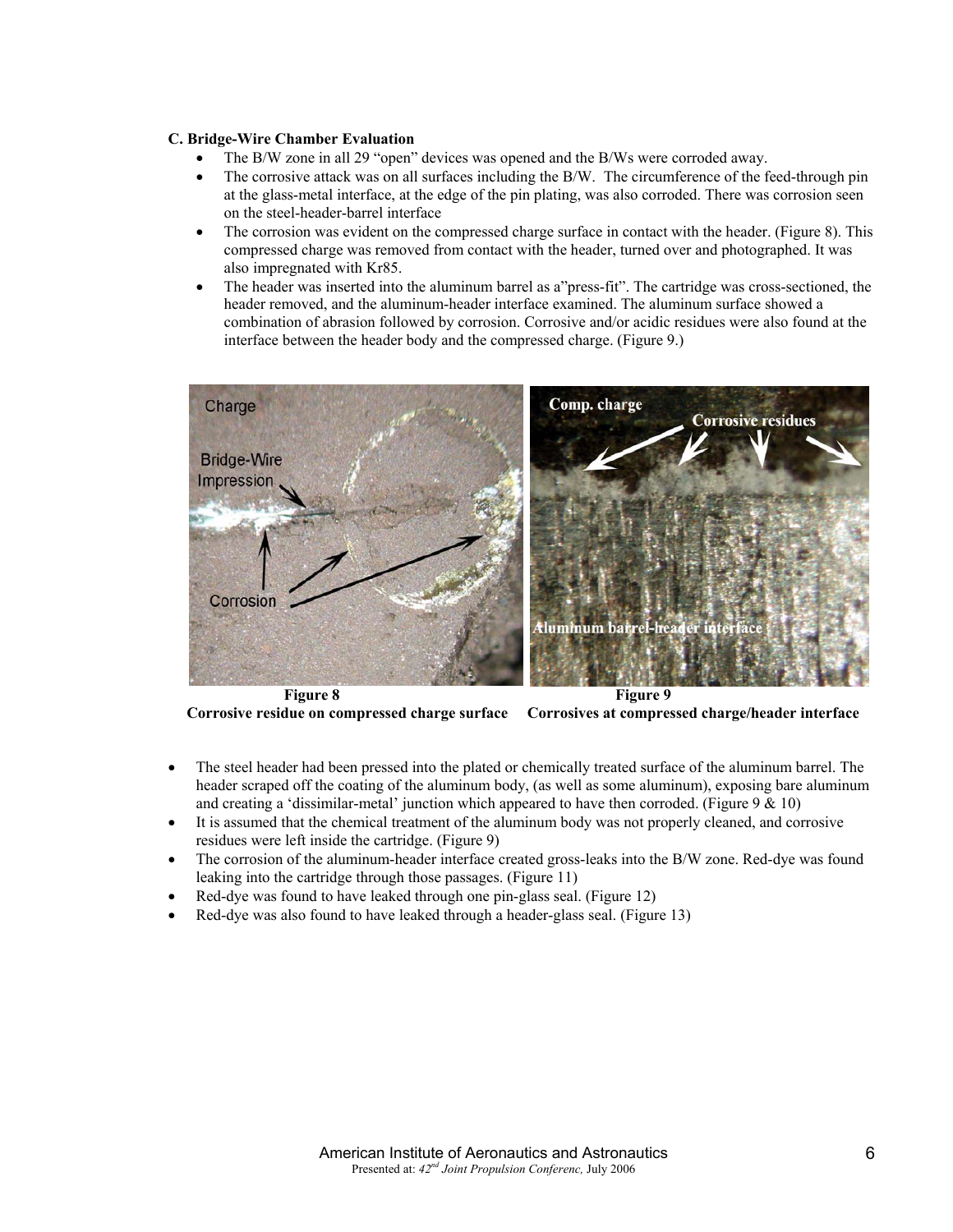### C. Bridge-Wire Chamber Evaluation

- The B/W zone in all 29 "open" devices was opened and the B/Ws were corroded away.
- The corrosive attack was on all surfaces including the B/W. The circumference of the feed-through pin at the glass-metal interface, at the edge of the pin plating, was also corroded. There was corrosion seen on the steel-header-barrel interface
- The corrosion was evident on the compressed charge surface in contact with the header. (Figure 8). This compressed charge was removed from contact with the header, turned over and photographed. It was also impregnated with Kr85.
- The header was inserted into the aluminum barrel as a"press-fit". The cartridge was cross-sectioned, the header removed, and the aluminum-header interface examined. The aluminum surface showed a combination of abrasion followed by corrosion. Corrosive and/or acidic residues were also found at the interface between the header body and the compressed charge. (Figure 9.)

**Figure 8**
**Corrosive residue on compressed charge surface**

**Figure 9**
**Corrosives at compressed charge/header interface**

- The steel header had been pressed into the plated or chemically treated surface of the aluminum barrel. The header scraped off the coating of the aluminum body, (as well as some aluminum), exposing bare aluminum and creating a 'dissimilar-metal' junction which appeared to have then corroded. (Figure 9 & 10)
- It is assumed that the chemical treatment of the aluminum body was not properly cleaned, and corrosive residues were left inside the cartridge. (Figure 9)
- The corrosion of the aluminum-header interface created gross-leaks into the B/W zone. Red-dye was found leaking into the cartridge through those passages. (Figure 11)
- Red-dye was found to have leaked through one pin-glass seal. (Figure 12)
- Red-dye was also found to have leaked through a header-glass seal. (Figure 13)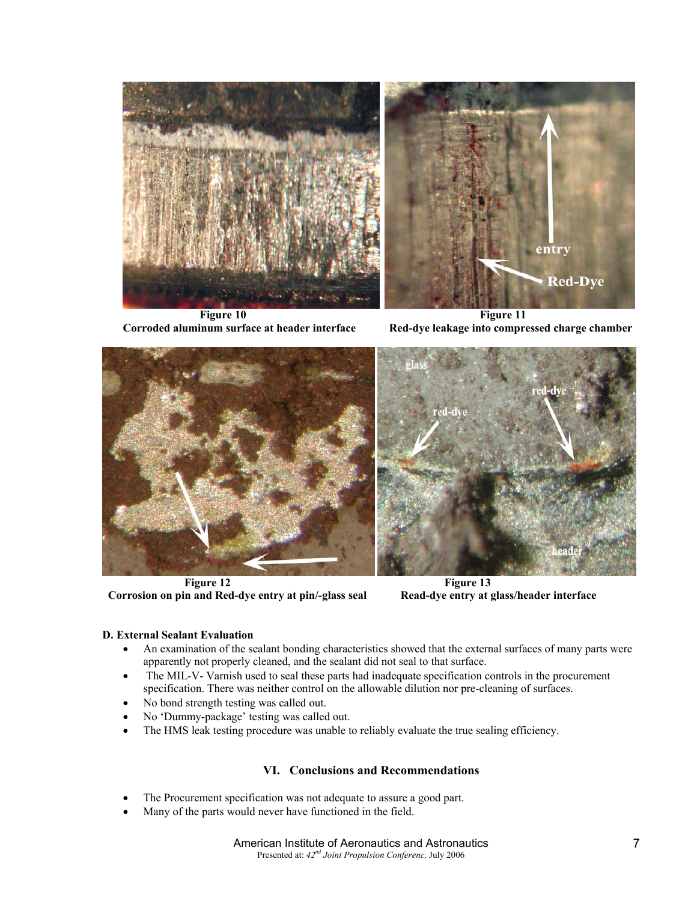Figure 10
**Corroded aluminum surface at header interface**

Figure 11
**Red-dye leakage into compressed charge chamber**

Figure 12
**Corrosion on pin and Red-dye entry at pin/-glass seal**

Figure 13
**Read-dye entry at glass/header interface**

**D. External Sealant Evaluation**

- An examination of the sealant bonding characteristics showed that the external surfaces of many parts were apparently not properly cleaned, and the sealant did not seal to that surface.
- The MIL-V- Varnish used to seal these parts had inadequate specification controls in the procurement specification. There was neither control on the allowable dilution nor pre-cleaning of surfaces.
- No bond strength testing was called out.
- No 'Dummy-package' testing was called out.
- The HMS leak testing procedure was unable to reliably evaluate the true sealing efficiency.

## VI. Conclusions and Recommendations

- The Procurement specification was not adequate to assure a good part.
- Many of the parts would never have functioned in the field.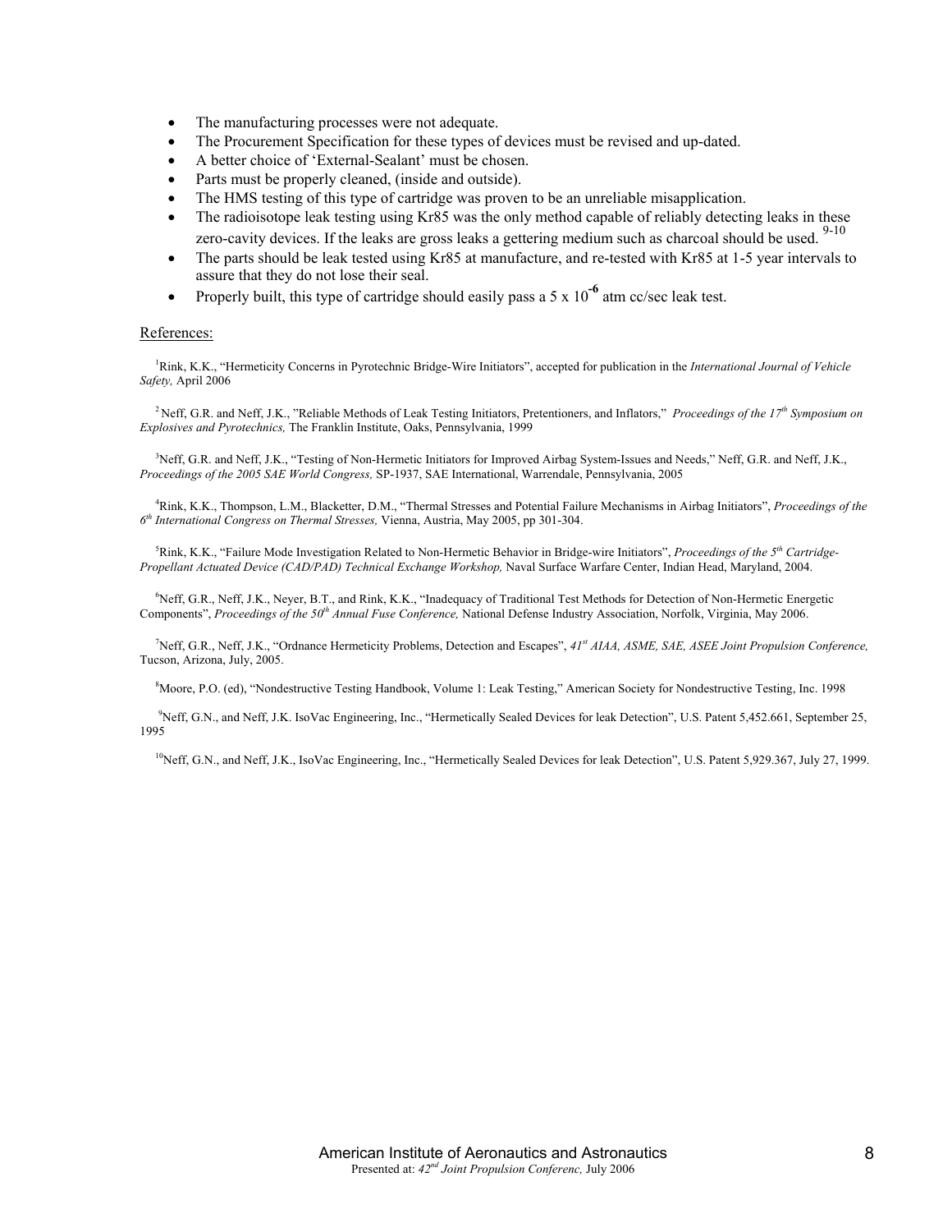- The manufacturing processes were not adequate.
- The Procurement Specification for these types of devices must be revised and up-dated.
- A better choice of 'External-Sealant' must be chosen.
- Parts must be properly cleaned, (inside and outside).
- The HMS testing of this type of cartridge was proven to be an unreliable misapplication.
- The radioisotope leak testing using Kr85 was the only method capable of reliably detecting leaks in these zero-cavity devices. If the leaks are gross leaks a gettering medium such as charcoal should be used. [9-10]
- The parts should be leak tested using Kr85 at manufacture, and re-tested with Kr85 at 1-5 year intervals to assure that they do not lose their seal.
- Properly built, this type of cartridge should easily pass a $5 \times 10^{-6}$ atm cc/sec leak test.

References:

[1]Rink, K.K., "Hermeticity Concerns in Pyrotechnic Bridge-Wire Initiators", accepted for publication in the *International Journal of Vehicle Safety,* April 2006

[2]Neff, G.R. and Neff, J.K., "Reliable Methods of Leak Testing Initiators, Pretentioners, and Inflators," *Proceedings of the 17th Symposium on Explosives and Pyrotechnics,* The Franklin Institute, Oaks, Pennsylvania, 1999

[3]Neff, G.R. and Neff, J.K., "Testing of Non-Hermetic Initiators for Improved Airbag System-Issues and Needs," Neff, G.R. and Neff, J.K., *Proceedings of the 2005 SAE World Congress,* SP-1937, SAE International, Warrendale, Pennsylvania, 2005

[4]Rink, K.K., Thompson, L.M., Blacketter, D.M., "Thermal Stresses and Potential Failure Mechanisms in Airbag Initiators", *Proceedings of the 6th International Congress on Thermal Stresses,* Vienna, Austria, May 2005, pp 301-304.

[5]Rink, K.K., "Failure Mode Investigation Related to Non-Hermetic Behavior in Bridge-wire Initiators", *Proceedings of the 5th Cartridge-Propellant Actuated Device (CAD/PAD) Technical Exchange Workshop,* Naval Surface Warfare Center, Indian Head, Maryland, 2004.

[6]Neff, G.R., Neff, J.K., Neyer, B.T., and Rink, K.K., "Inadequacy of Traditional Test Methods for Detection of Non-Hermetic Energetic Components", *Proceedings of the 50th Annual Fuse Conference,* National Defense Industry Association, Norfolk, Virginia, May 2006.

[7]Neff, G.R., Neff, J.K., "Ordnance Hermeticity Problems, Detection and Escapes", *41st AIAA, ASME, SAE, ASEE Joint Propulsion Conference,* Tucson, Arizona, July, 2005.

[8]Moore, P.O. (ed), "Nondestructive Testing Handbook, Volume 1: Leak Testing," American Society for Nondestructive Testing, Inc. 1998

[9]Neff, G.N., and Neff, J.K. IsoVac Engineering, Inc., "Hermetically Sealed Devices for leak Detection", U.S. Patent 5,452.661, September 25, 1995

[10]Neff, G.N., and Neff, J.K., IsoVac Engineering, Inc., "Hermetically Sealed Devices for leak Detection", U.S. Patent 5,929.367, July 27, 1999.